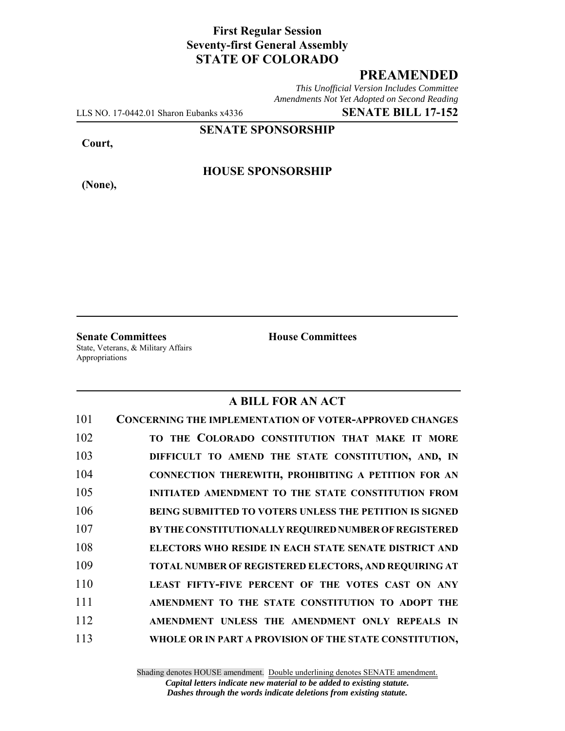**First Regular Session**
**Seventy-first General Assembly**
**STATE OF COLORADO**

# PREAMENDED

*This Unofficial Version Includes Committee Amendments Not Yet Adopted on Second Reading*

LLS NO. 17-0442.01 Sharon Eubanks x4336 **SENATE BILL 17-152**

**SENATE SPONSORSHIP**

**Court,**

**HOUSE SPONSORSHIP**

**(None),**

**Senate Committees**
State, Veterans, & Military Affairs
Appropriations

**House Committees**

## A BILL FOR AN ACT

101 **CONCERNING THE IMPLEMENTATION OF VOTER-APPROVED CHANGES**
102 **TO THE COLORADO CONSTITUTION THAT MAKE IT MORE**
103 **DIFFICULT TO AMEND THE STATE CONSTITUTION, AND, IN**
104 **CONNECTION THEREWITH, PROHIBITING A PETITION FOR AN**
105 **INITIATED AMENDMENT TO THE STATE CONSTITUTION FROM**
106 **BEING SUBMITTED TO VOTERS UNLESS THE PETITION IS SIGNED**
107 **BY THE CONSTITUTIONALLY REQUIRED NUMBER OF REGISTERED**
108 **ELECTORS WHO RESIDE IN EACH STATE SENATE DISTRICT AND**
109 **TOTAL NUMBER OF REGISTERED ELECTORS, AND REQUIRING AT**
110 **LEAST FIFTY-FIVE PERCENT OF THE VOTES CAST ON ANY**
111 **AMENDMENT TO THE STATE CONSTITUTION TO ADOPT THE**
112 **AMENDMENT UNLESS THE AMENDMENT ONLY REPEALS IN**
113 **WHOLE OR IN PART A PROVISION OF THE STATE CONSTITUTION,**

Shading denotes HOUSE amendment. Double underlining denotes SENATE amendment.
*Capital letters indicate new material to be added to existing statute.*
*Dashes through the words indicate deletions from existing statute.*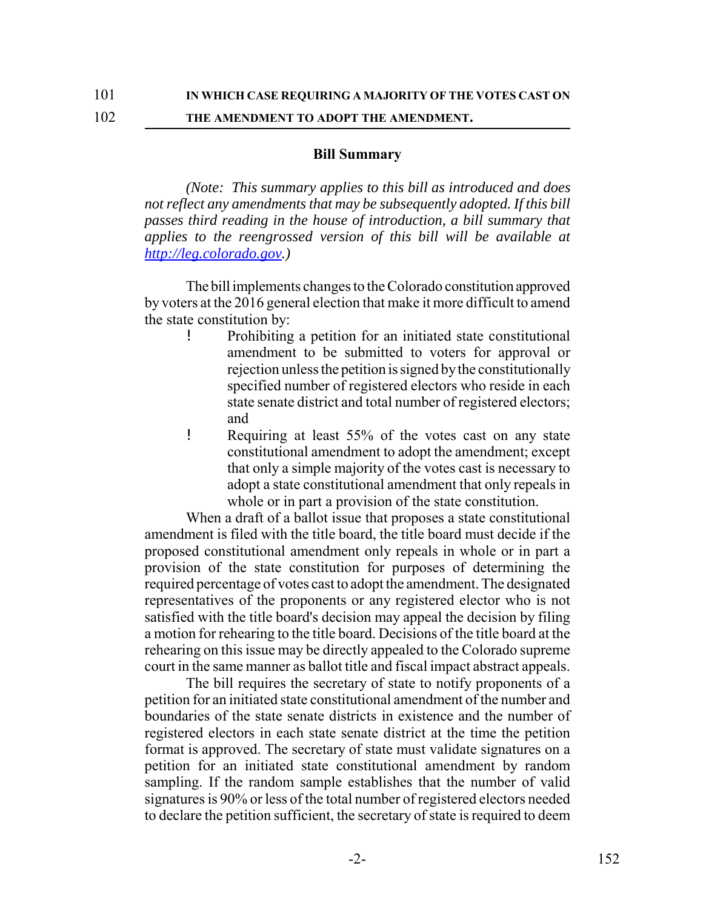IN WHICH CASE REQUIRING A MAJORITY OF THE VOTES CAST ON THE AMENDMENT TO ADOPT THE AMENDMENT.

### Bill Summary

*(Note: This summary applies to this bill as introduced and does not reflect any amendments that may be subsequently adopted. If this bill passes third reading in the house of introduction, a bill summary that applies to the reengrossed version of this bill will be available at http://leg.colorado.gov.)*

The bill implements changes to the Colorado constitution approved by voters at the 2016 general election that make it more difficult to amend the state constitution by:

- Prohibiting a petition for an initiated state constitutional amendment to be submitted to voters for approval or rejection unless the petition is signed by the constitutionally specified number of registered electors who reside in each state senate district and total number of registered electors; and
- Requiring at least 55% of the votes cast on any state constitutional amendment to adopt the amendment; except that only a simple majority of the votes cast is necessary to adopt a state constitutional amendment that only repeals in whole or in part a provision of the state constitution.

When a draft of a ballot issue that proposes a state constitutional amendment is filed with the title board, the title board must decide if the proposed constitutional amendment only repeals in whole or in part a provision of the state constitution for purposes of determining the required percentage of votes cast to adopt the amendment. The designated representatives of the proponents or any registered elector who is not satisfied with the title board's decision may appeal the decision by filing a motion for rehearing to the title board. Decisions of the title board at the rehearing on this issue may be directly appealed to the Colorado supreme court in the same manner as ballot title and fiscal impact abstract appeals.

The bill requires the secretary of state to notify proponents of a petition for an initiated state constitutional amendment of the number and boundaries of the state senate districts in existence and the number of registered electors in each state senate district at the time the petition format is approved. The secretary of state must validate signatures on a petition for an initiated state constitutional amendment by random sampling. If the random sample establishes that the number of valid signatures is 90% or less of the total number of registered electors needed to declare the petition sufficient, the secretary of state is required to deem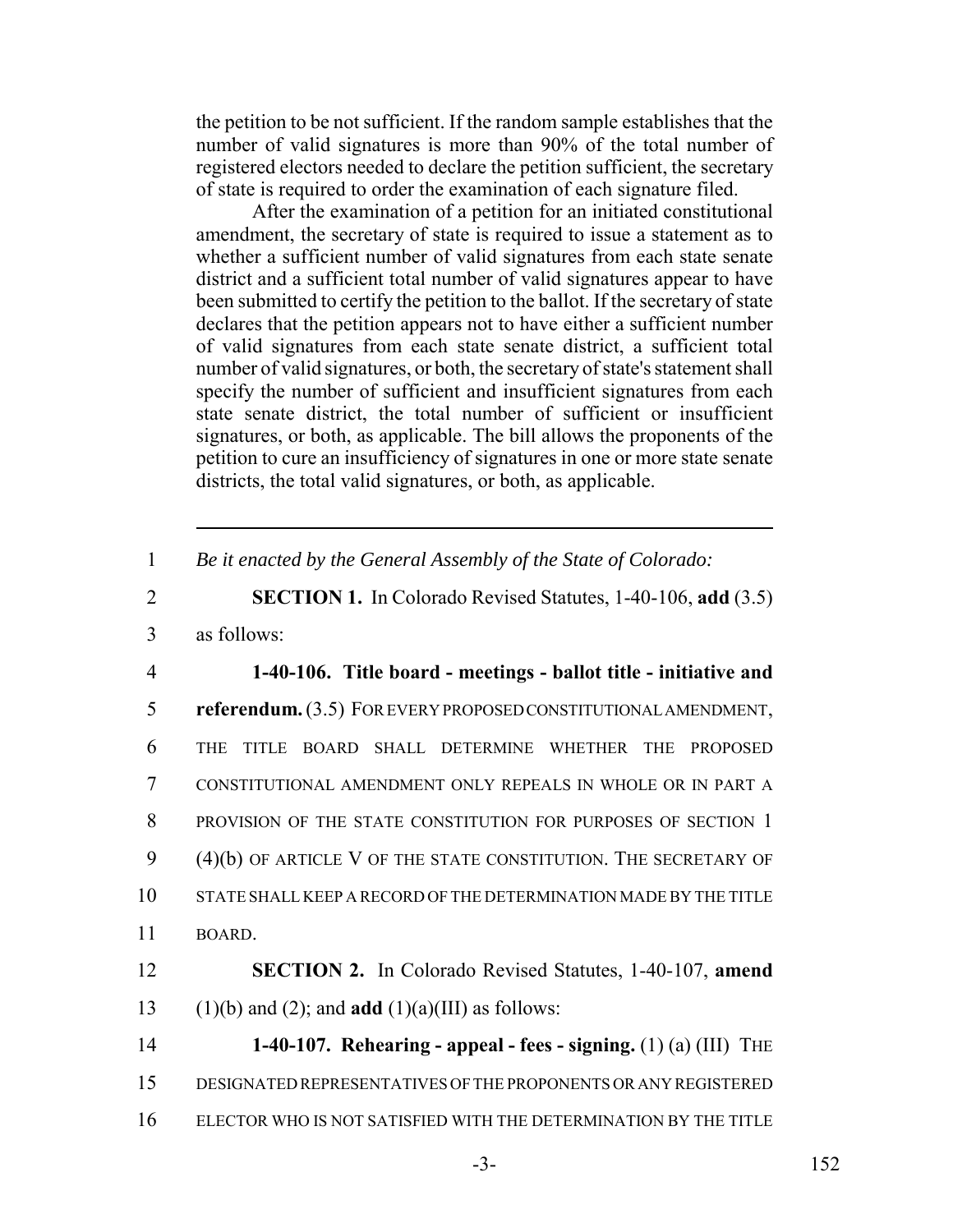the petition to be not sufficient. If the random sample establishes that the number of valid signatures is more than 90% of the total number of registered electors needed to declare the petition sufficient, the secretary of state is required to order the examination of each signature filed.

After the examination of a petition for an initiated constitutional amendment, the secretary of state is required to issue a statement as to whether a sufficient number of valid signatures from each state senate district and a sufficient total number of valid signatures appear to have been submitted to certify the petition to the ballot. If the secretary of state declares that the petition appears not to have either a sufficient number of valid signatures from each state senate district, a sufficient total number of valid signatures, or both, the secretary of state's statement shall specify the number of sufficient and insufficient signatures from each state senate district, the total number of sufficient or insufficient signatures, or both, as applicable. The bill allows the proponents of the petition to cure an insufficiency of signatures in one or more state senate districts, the total valid signatures, or both, as applicable.

---

1 *Be it enacted by the General Assembly of the State of Colorado:*

2 **SECTION 1.** In Colorado Revised Statutes, 1-40-106, **add** (3.5)
3 as follows:

4 **1-40-106. Title board - meetings - ballot title - initiative and**
5 **referendum.** (3.5) FOR EVERY PROPOSED CONSTITUTIONAL AMENDMENT,
6 THE TITLE BOARD SHALL DETERMINE WHETHER THE PROPOSED
7 CONSTITUTIONAL AMENDMENT ONLY REPEALS IN WHOLE OR IN PART A
8 PROVISION OF THE STATE CONSTITUTION FOR PURPOSES OF SECTION 1
9 (4)(b) OF ARTICLE V OF THE STATE CONSTITUTION. THE SECRETARY OF
10 STATE SHALL KEEP A RECORD OF THE DETERMINATION MADE BY THE TITLE
11 BOARD.

12 **SECTION 2.** In Colorado Revised Statutes, 1-40-107, **amend**
13 (1)(b) and (2); and **add** (1)(a)(III) as follows:

14 **1-40-107. Rehearing - appeal - fees - signing.** (1) (a) (III) THE
15 DESIGNATED REPRESENTATIVES OF THE PROPONENTS OR ANY REGISTERED
16 ELECTOR WHO IS NOT SATISFIED WITH THE DETERMINATION BY THE TITLE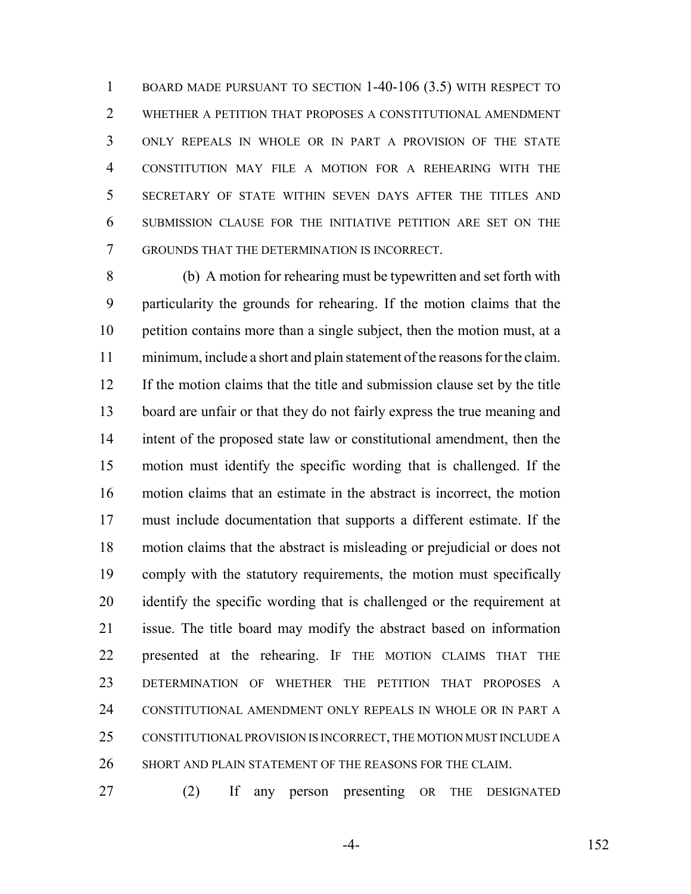BOARD MADE PURSUANT TO SECTION 1-40-106 (3.5) WITH RESPECT TO WHETHER A PETITION THAT PROPOSES A CONSTITUTIONAL AMENDMENT ONLY REPEALS IN WHOLE OR IN PART A PROVISION OF THE STATE CONSTITUTION MAY FILE A MOTION FOR A REHEARING WITH THE SECRETARY OF STATE WITHIN SEVEN DAYS AFTER THE TITLES AND SUBMISSION CLAUSE FOR THE INITIATIVE PETITION ARE SET ON THE GROUNDS THAT THE DETERMINATION IS INCORRECT.

(b) A motion for rehearing must be typewritten and set forth with particularity the grounds for rehearing. If the motion claims that the petition contains more than a single subject, then the motion must, at a minimum, include a short and plain statement of the reasons for the claim. If the motion claims that the title and submission clause set by the title board are unfair or that they do not fairly express the true meaning and intent of the proposed state law or constitutional amendment, then the motion must identify the specific wording that is challenged. If the motion claims that an estimate in the abstract is incorrect, the motion must include documentation that supports a different estimate. If the motion claims that the abstract is misleading or prejudicial or does not comply with the statutory requirements, the motion must specifically identify the specific wording that is challenged or the requirement at issue. The title board may modify the abstract based on information presented at the rehearing. IF THE MOTION CLAIMS THAT THE DETERMINATION OF WHETHER THE PETITION THAT PROPOSES A CONSTITUTIONAL AMENDMENT ONLY REPEALS IN WHOLE OR IN PART A CONSTITUTIONAL PROVISION IS INCORRECT, THE MOTION MUST INCLUDE A SHORT AND PLAIN STATEMENT OF THE REASONS FOR THE CLAIM.

(2) If any person presenting OR THE DESIGNATED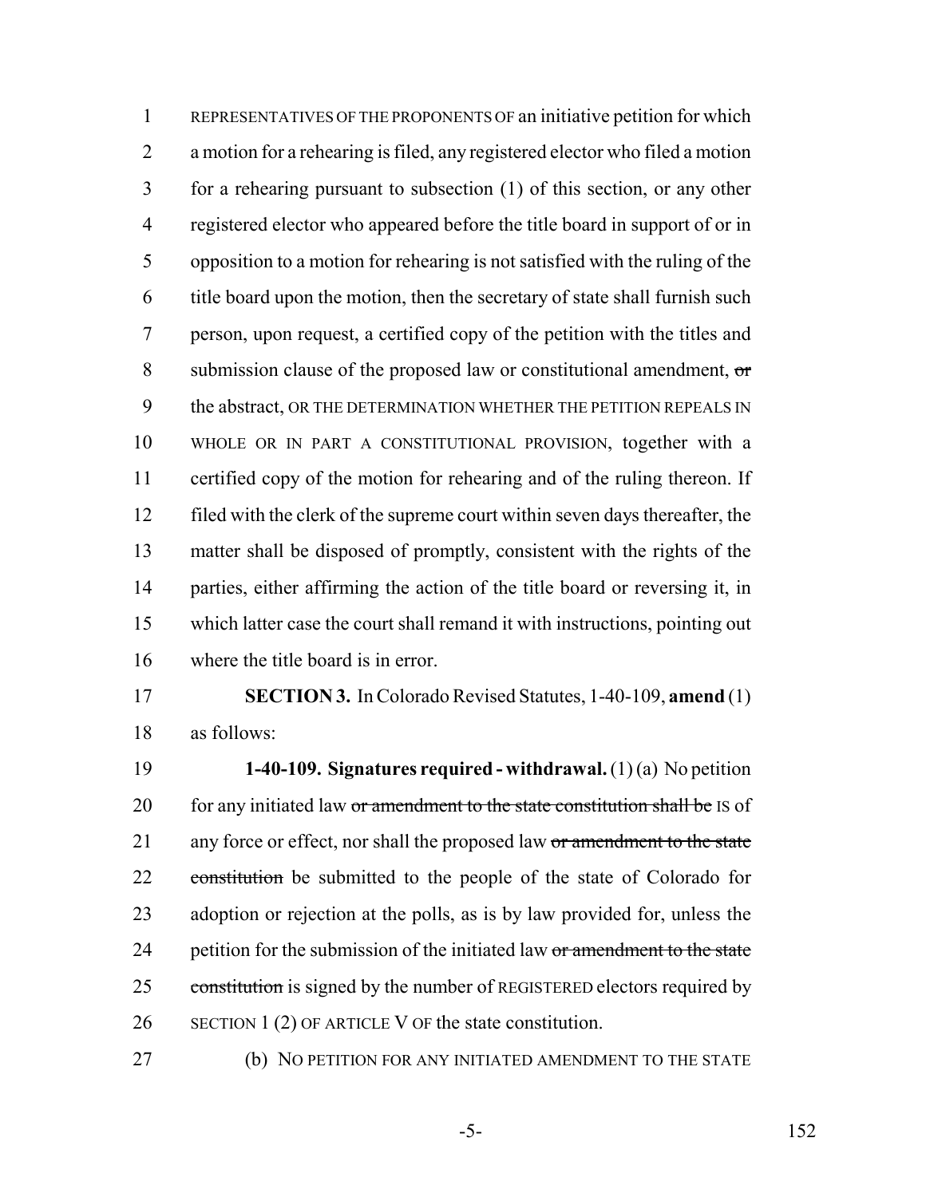REPRESENTATIVES OF THE PROPONENTS OF an initiative petition for which a motion for a rehearing is filed, any registered elector who filed a motion for a rehearing pursuant to subsection (1) of this section, or any other registered elector who appeared before the title board in support of or in opposition to a motion for rehearing is not satisfied with the ruling of the title board upon the motion, then the secretary of state shall furnish such person, upon request, a certified copy of the petition with the titles and submission clause of the proposed law or constitutional amendment, ~~or~~ the abstract, OR THE DETERMINATION WHETHER THE PETITION REPEALS IN WHOLE OR IN PART A CONSTITUTIONAL PROVISION, together with a certified copy of the motion for rehearing and of the ruling thereon. If filed with the clerk of the supreme court within seven days thereafter, the matter shall be disposed of promptly, consistent with the rights of the parties, either affirming the action of the title board or reversing it, in which latter case the court shall remand it with instructions, pointing out where the title board is in error.

**SECTION 3.** In Colorado Revised Statutes, 1-40-109, **amend** (1) as follows:

**1-40-109. Signatures required - withdrawal.** (1) (a) No petition for any initiated law ~~or amendment to the state constitution shall be~~ IS of any force or effect, nor shall the proposed law ~~or amendment to the state constitution~~ be submitted to the people of the state of Colorado for adoption or rejection at the polls, as is by law provided for, unless the petition for the submission of the initiated law ~~or amendment to the state constitution~~ is signed by the number of REGISTERED electors required by SECTION 1 (2) OF ARTICLE V OF the state constitution.

(b) NO PETITION FOR ANY INITIATED AMENDMENT TO THE STATE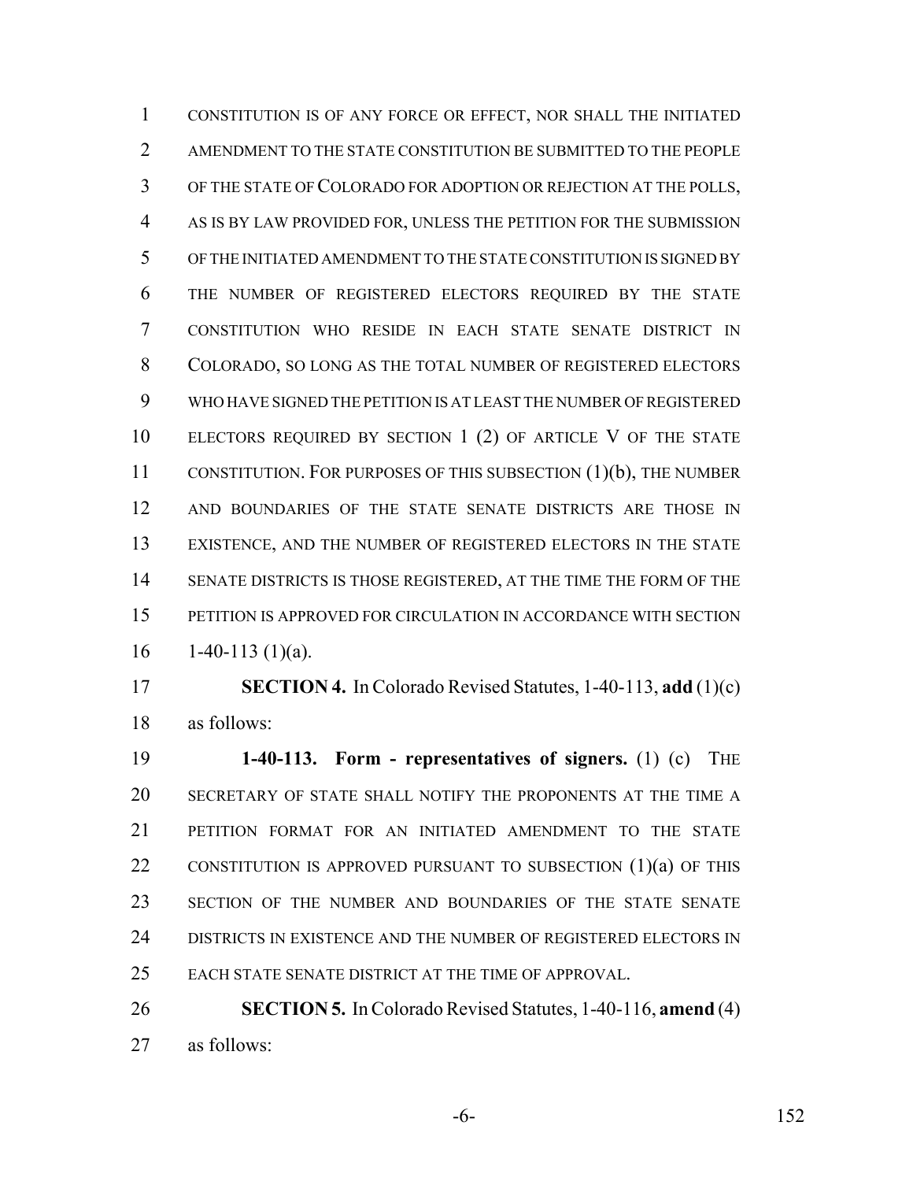CONSTITUTION IS OF ANY FORCE OR EFFECT, NOR SHALL THE INITIATED AMENDMENT TO THE STATE CONSTITUTION BE SUBMITTED TO THE PEOPLE OF THE STATE OF COLORADO FOR ADOPTION OR REJECTION AT THE POLLS, AS IS BY LAW PROVIDED FOR, UNLESS THE PETITION FOR THE SUBMISSION OF THE INITIATED AMENDMENT TO THE STATE CONSTITUTION IS SIGNED BY THE NUMBER OF REGISTERED ELECTORS REQUIRED BY THE STATE CONSTITUTION WHO RESIDE IN EACH STATE SENATE DISTRICT IN COLORADO, SO LONG AS THE TOTAL NUMBER OF REGISTERED ELECTORS WHO HAVE SIGNED THE PETITION IS AT LEAST THE NUMBER OF REGISTERED ELECTORS REQUIRED BY SECTION 1 (2) OF ARTICLE V OF THE STATE CONSTITUTION. FOR PURPOSES OF THIS SUBSECTION (1)(b), THE NUMBER AND BOUNDARIES OF THE STATE SENATE DISTRICTS ARE THOSE IN EXISTENCE, AND THE NUMBER OF REGISTERED ELECTORS IN THE STATE SENATE DISTRICTS IS THOSE REGISTERED, AT THE TIME THE FORM OF THE PETITION IS APPROVED FOR CIRCULATION IN ACCORDANCE WITH SECTION 1-40-113 (1)(a).

**SECTION 4.** In Colorado Revised Statutes, 1-40-113, **add** (1)(c) as follows:

**1-40-113. Form - representatives of signers.** (1) (c) THE SECRETARY OF STATE SHALL NOTIFY THE PROPONENTS AT THE TIME A PETITION FORMAT FOR AN INITIATED AMENDMENT TO THE STATE CONSTITUTION IS APPROVED PURSUANT TO SUBSECTION (1)(a) OF THIS SECTION OF THE NUMBER AND BOUNDARIES OF THE STATE SENATE DISTRICTS IN EXISTENCE AND THE NUMBER OF REGISTERED ELECTORS IN EACH STATE SENATE DISTRICT AT THE TIME OF APPROVAL.

**SECTION 5.** In Colorado Revised Statutes, 1-40-116, **amend** (4) as follows: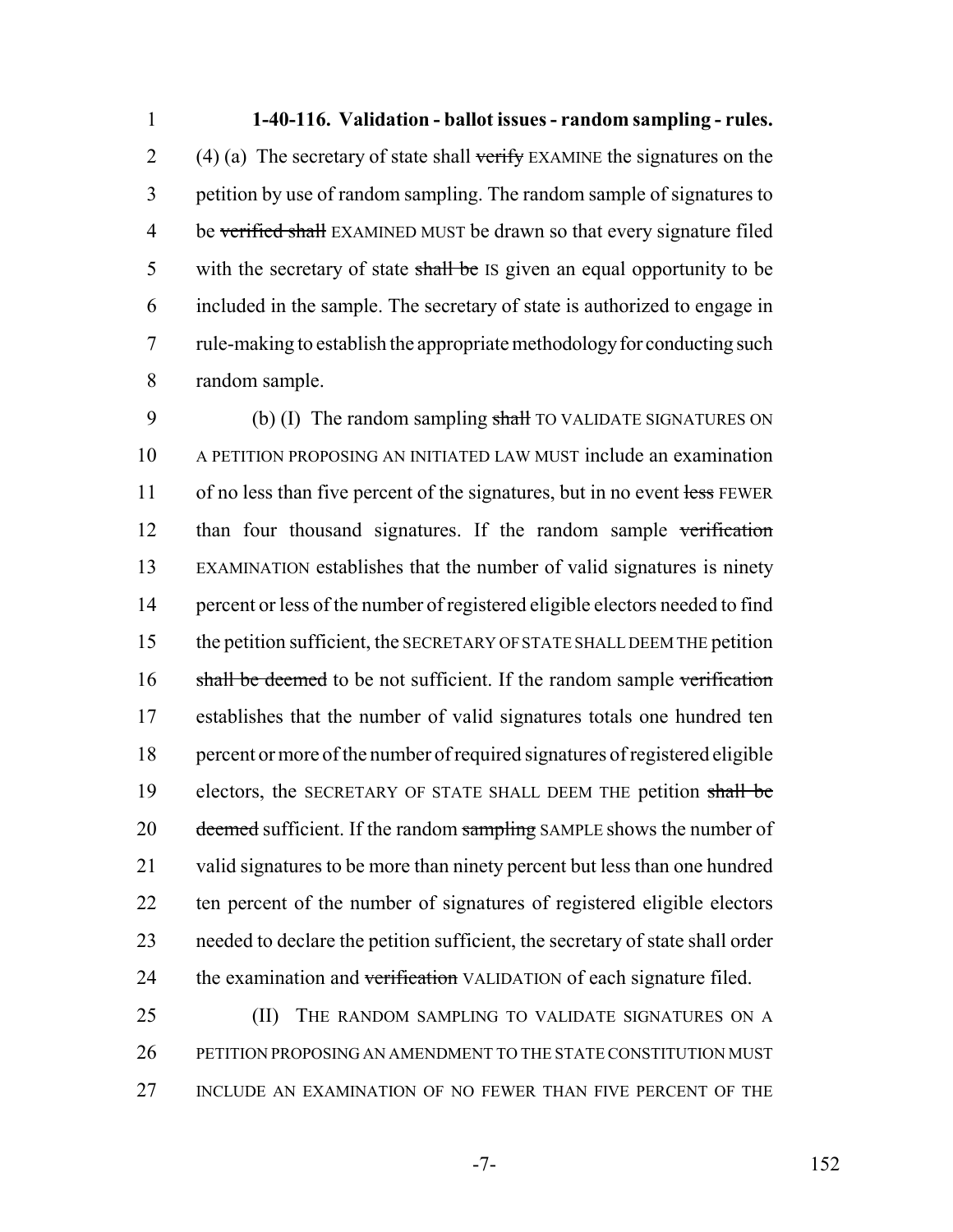**1-40-116. Validation - ballot issues - random sampling - rules.** (4) (a) The secretary of state shall ~~verify~~ EXAMINE the signatures on the petition by use of random sampling. The random sample of signatures to be ~~verified shall~~ EXAMINED MUST be drawn so that every signature filed with the secretary of state ~~shall be~~ IS given an equal opportunity to be included in the sample. The secretary of state is authorized to engage in rule-making to establish the appropriate methodology for conducting such random sample.

(b) (I) The random sampling ~~shall~~ TO VALIDATE SIGNATURES ON A PETITION PROPOSING AN INITIATED LAW MUST include an examination of no less than five percent of the signatures, but in no event ~~less~~ FEWER than four thousand signatures. If the random sample ~~verification~~ EXAMINATION establishes that the number of valid signatures is ninety percent or less of the number of registered eligible electors needed to find the petition sufficient, the SECRETARY OF STATE SHALL DEEM THE petition ~~shall be deemed~~ to be not sufficient. If the random sample ~~verification~~ establishes that the number of valid signatures totals one hundred ten percent or more of the number of required signatures of registered eligible electors, the SECRETARY OF STATE SHALL DEEM THE petition ~~shall be deemed~~ sufficient. If the random ~~sampling~~ SAMPLE shows the number of valid signatures to be more than ninety percent but less than one hundred ten percent of the number of signatures of registered eligible electors needed to declare the petition sufficient, the secretary of state shall order the examination and ~~verification~~ VALIDATION of each signature filed.

(II) THE RANDOM SAMPLING TO VALIDATE SIGNATURES ON A PETITION PROPOSING AN AMENDMENT TO THE STATE CONSTITUTION MUST INCLUDE AN EXAMINATION OF NO FEWER THAN FIVE PERCENT OF THE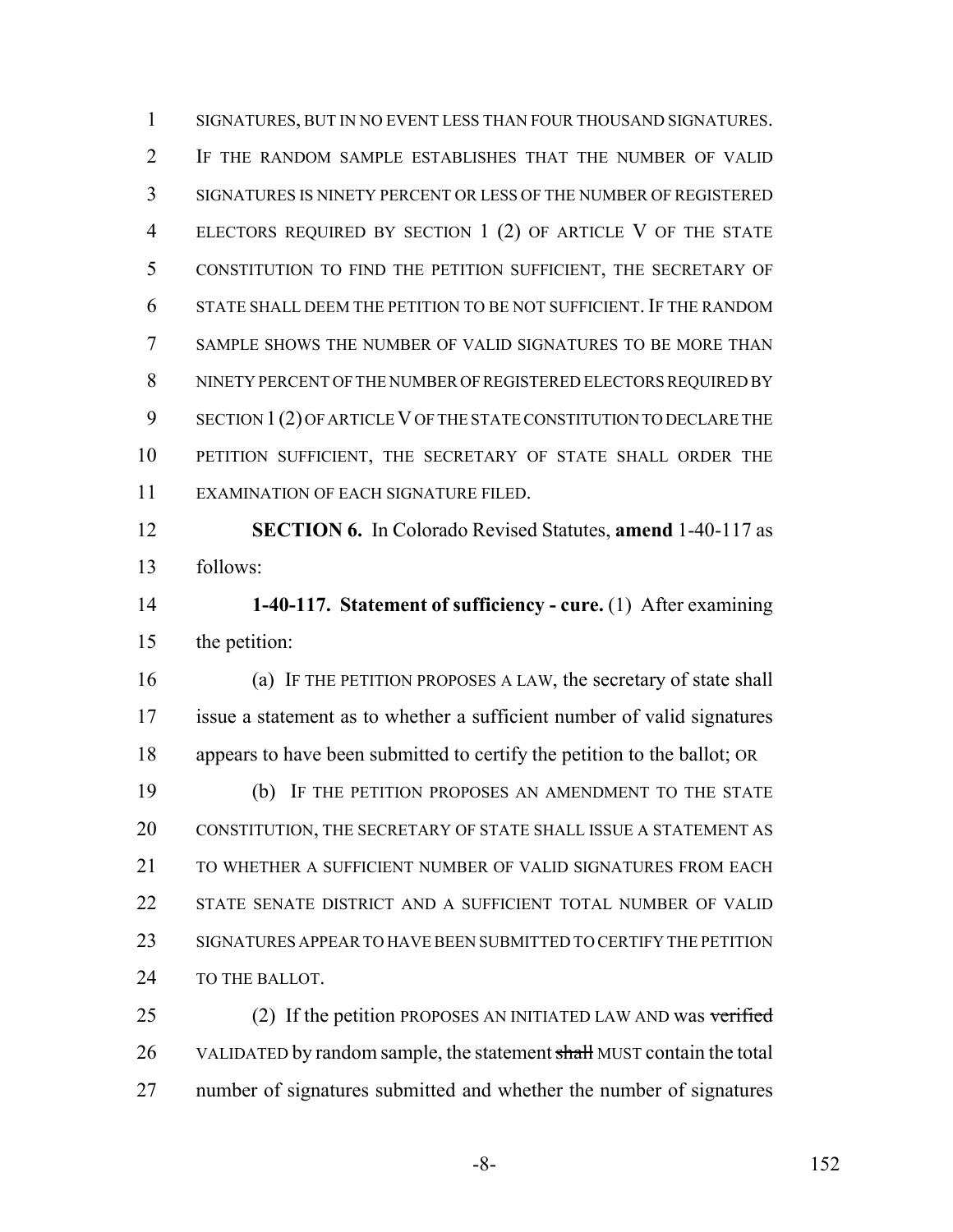SIGNATURES, BUT IN NO EVENT LESS THAN FOUR THOUSAND SIGNATURES. IF THE RANDOM SAMPLE ESTABLISHES THAT THE NUMBER OF VALID SIGNATURES IS NINETY PERCENT OR LESS OF THE NUMBER OF REGISTERED ELECTORS REQUIRED BY SECTION 1 (2) OF ARTICLE V OF THE STATE CONSTITUTION TO FIND THE PETITION SUFFICIENT, THE SECRETARY OF STATE SHALL DEEM THE PETITION TO BE NOT SUFFICIENT. IF THE RANDOM SAMPLE SHOWS THE NUMBER OF VALID SIGNATURES TO BE MORE THAN NINETY PERCENT OF THE NUMBER OF REGISTERED ELECTORS REQUIRED BY SECTION 1 (2) OF ARTICLE V OF THE STATE CONSTITUTION TO DECLARE THE PETITION SUFFICIENT, THE SECRETARY OF STATE SHALL ORDER THE EXAMINATION OF EACH SIGNATURE FILED.

**SECTION 6.** In Colorado Revised Statutes, **amend** 1-40-117 as follows:

**1-40-117. Statement of sufficiency - cure.** (1) After examining the petition:

(a) IF THE PETITION PROPOSES A LAW, the secretary of state shall issue a statement as to whether a sufficient number of valid signatures appears to have been submitted to certify the petition to the ballot; OR

(b) IF THE PETITION PROPOSES AN AMENDMENT TO THE STATE CONSTITUTION, THE SECRETARY OF STATE SHALL ISSUE A STATEMENT AS TO WHETHER A SUFFICIENT NUMBER OF VALID SIGNATURES FROM EACH STATE SENATE DISTRICT AND A SUFFICIENT TOTAL NUMBER OF VALID SIGNATURES APPEAR TO HAVE BEEN SUBMITTED TO CERTIFY THE PETITION TO THE BALLOT.

(2) If the petition PROPOSES AN INITIATED LAW AND was ~~verified~~ VALIDATED by random sample, the statement ~~shall~~ MUST contain the total number of signatures submitted and whether the number of signatures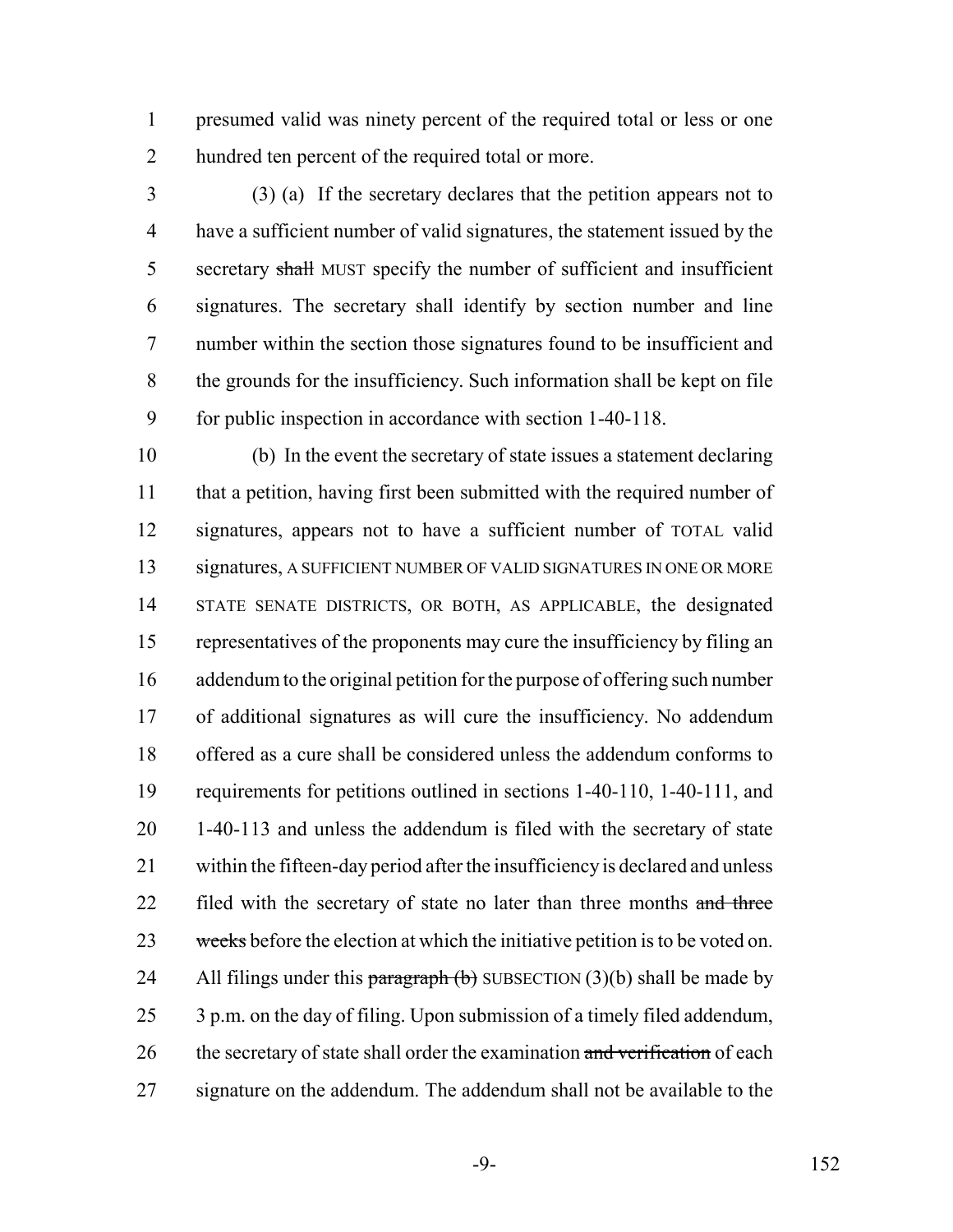presumed valid was ninety percent of the required total or less or one hundred ten percent of the required total or more.

(3) (a) If the secretary declares that the petition appears not to have a sufficient number of valid signatures, the statement issued by the secretary ~~shall~~ MUST specify the number of sufficient and insufficient signatures. The secretary shall identify by section number and line number within the section those signatures found to be insufficient and the grounds for the insufficiency. Such information shall be kept on file for public inspection in accordance with section 1-40-118.

(b) In the event the secretary of state issues a statement declaring that a petition, having first been submitted with the required number of signatures, appears not to have a sufficient number of TOTAL valid signatures, A SUFFICIENT NUMBER OF VALID SIGNATURES IN ONE OR MORE STATE SENATE DISTRICTS, OR BOTH, AS APPLICABLE, the designated representatives of the proponents may cure the insufficiency by filing an addendum to the original petition for the purpose of offering such number of additional signatures as will cure the insufficiency. No addendum offered as a cure shall be considered unless the addendum conforms to requirements for petitions outlined in sections 1-40-110, 1-40-111, and 1-40-113 and unless the addendum is filed with the secretary of state within the fifteen-day period after the insufficiency is declared and unless filed with the secretary of state no later than three months ~~and three weeks~~ before the election at which the initiative petition is to be voted on. All filings under this ~~paragraph (b)~~ SUBSECTION (3)(b) shall be made by 3 p.m. on the day of filing. Upon submission of a timely filed addendum, the secretary of state shall order the examination ~~and verification~~ of each signature on the addendum. The addendum shall not be available to the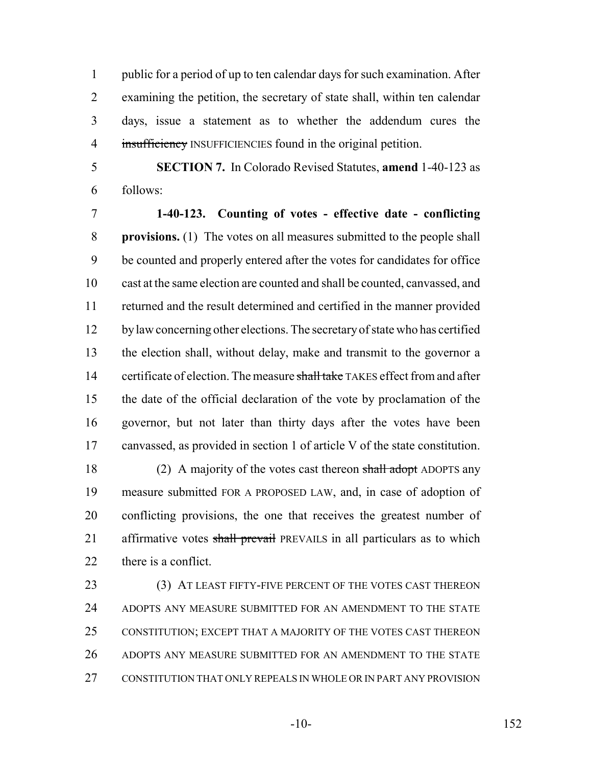public for a period of up to ten calendar days for such examination. After examining the petition, the secretary of state shall, within ten calendar days, issue a statement as to whether the addendum cures the ~~insufficiency~~ INSUFFICIENCIES found in the original petition.

**SECTION 7.** In Colorado Revised Statutes, **amend** 1-40-123 as follows:

**1-40-123. Counting of votes - effective date - conflicting provisions.** (1) The votes on all measures submitted to the people shall be counted and properly entered after the votes for candidates for office cast at the same election are counted and shall be counted, canvassed, and returned and the result determined and certified in the manner provided by law concerning other elections. The secretary of state who has certified the election shall, without delay, make and transmit to the governor a certificate of election. The measure ~~shall take~~ TAKES effect from and after the date of the official declaration of the vote by proclamation of the governor, but not later than thirty days after the votes have been canvassed, as provided in section 1 of article V of the state constitution.

(2) A majority of the votes cast thereon ~~shall adopt~~ ADOPTS any measure submitted FOR A PROPOSED LAW, and, in case of adoption of conflicting provisions, the one that receives the greatest number of affirmative votes ~~shall prevail~~ PREVAILS in all particulars as to which there is a conflict.

(3) AT LEAST FIFTY-FIVE PERCENT OF THE VOTES CAST THEREON ADOPTS ANY MEASURE SUBMITTED FOR AN AMENDMENT TO THE STATE CONSTITUTION; EXCEPT THAT A MAJORITY OF THE VOTES CAST THEREON ADOPTS ANY MEASURE SUBMITTED FOR AN AMENDMENT TO THE STATE CONSTITUTION THAT ONLY REPEALS IN WHOLE OR IN PART ANY PROVISION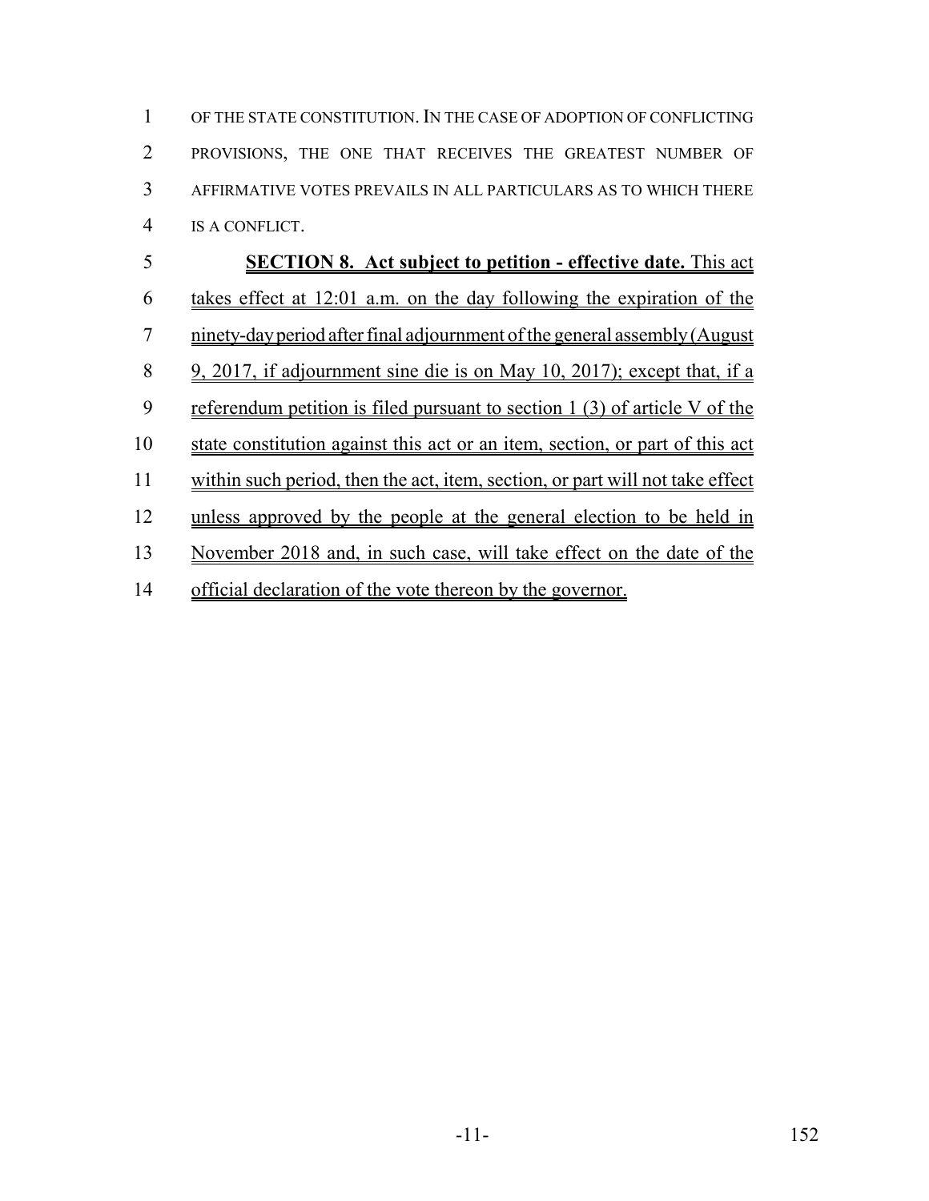OF THE STATE CONSTITUTION. IN THE CASE OF ADOPTION OF CONFLICTING PROVISIONS, THE ONE THAT RECEIVES THE GREATEST NUMBER OF AFFIRMATIVE VOTES PREVAILS IN ALL PARTICULARS AS TO WHICH THERE IS A CONFLICT.

**SECTION 8. Act subject to petition - effective date.** This act takes effect at 12:01 a.m. on the day following the expiration of the ninety-day period after final adjournment of the general assembly (August 9, 2017, if adjournment sine die is on May 10, 2017); except that, if a referendum petition is filed pursuant to section 1 (3) of article V of the state constitution against this act or an item, section, or part of this act within such period, then the act, item, section, or part will not take effect unless approved by the people at the general election to be held in November 2018 and, in such case, will take effect on the date of the official declaration of the vote thereon by the governor.